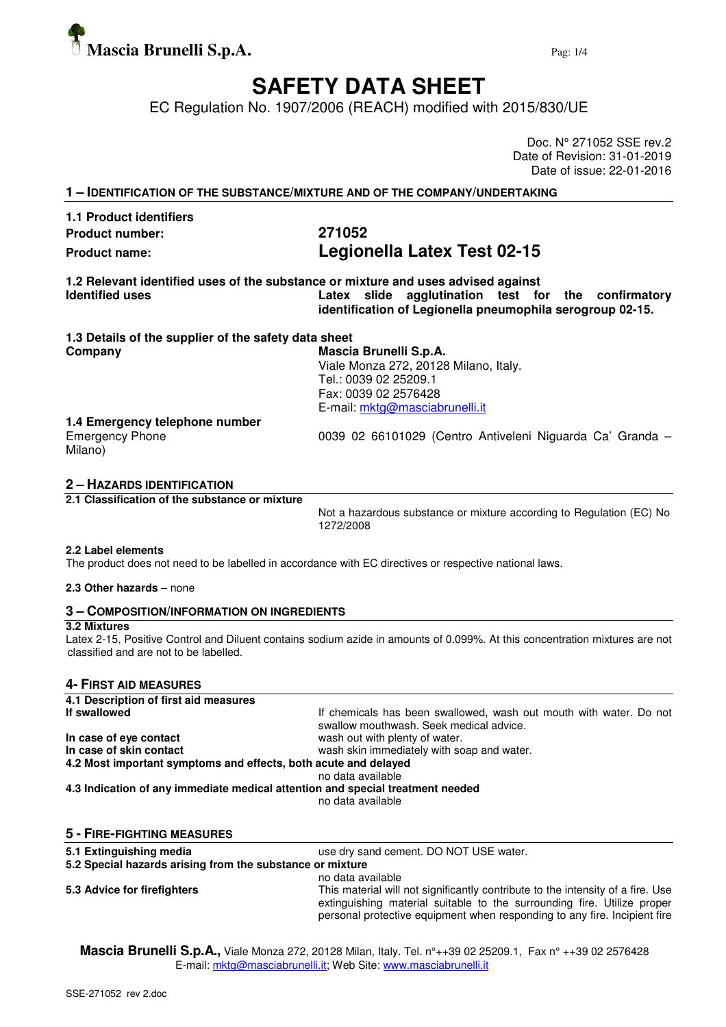# SAFETY DATA SHEET

EC Regulation No. 1907/2006 (REACH) modified with 2015/830/UE

Doc. N° 271052 SSE rev.2
Date of Revision: 31-01-2019
Date of issue: 22-01-2016

## 1 – IDENTIFICATION OF THE SUBSTANCE/MIXTURE AND OF THE COMPANY/UNDERTAKING

**1.1 Product identifiers**

| | |
|---|---|
| **Product number:** | **271052** |
| **Product name:** | **Legionella Latex Test 02-15** |

**1.2 Relevant identified uses of the substance or mixture and uses advised against**

| | |
|---|---|
| **Identified uses** | **Latex slide agglutination test for the confirmatory identification of Legionella pneumophila serogroup 02-15.** |

**1.3 Details of the supplier of the safety data sheet**

| | |
|---|---|
| **Company** | **Mascia Brunelli S.p.A.**<br>Viale Monza 272, 20128 Milano, Italy.<br>Tel.: 0039 02 25209.1<br>Fax: 0039 02 2576428<br>E-mail: mktg@masciabrunelli.it |

**1.4 Emergency telephone number**

| | |
|---|---|
| Emergency Phone | 0039 02 66101029 (Centro Antiveleni Niguarda Ca' Granda – Milano) |

## 2 – HAZARDS IDENTIFICATION

**2.1 Classification of the substance or mixture**

Not a hazardous substance or mixture according to Regulation (EC) No 1272/2008

**2.2 Label elements**

The product does not need to be labelled in accordance with EC directives or respective national laws.

**2.3 Other hazards** – none

## 3 – COMPOSITION/INFORMATION ON INGREDIENTS

**3.2 Mixtures**

Latex 2-15, Positive Control and Diluent contains sodium azide in amounts of 0.099%. At this concentration mixtures are not classified and are not to be labelled.

## 4- FIRST AID MEASURES

**4.1 Description of first aid measures**

| | |
|---|---|
| **If swallowed** | If chemicals has been swallowed, wash out mouth with water. Do not swallow mouthwash. Seek medical advice. |
| **In case of eye contact** | wash out with plenty of water. |
| **In case of skin contact** | wash skin immediately with soap and water. |

**4.2 Most important symptoms and effects, both acute and delayed**

no data available

**4.3 Indication of any immediate medical attention and special treatment needed**

no data available

## 5 - FIRE-FIGHTING MEASURES

| | |
|---|---|
| **5.1 Extinguishing media** | use dry sand cement. DO NOT USE water. |

**5.2 Special hazards arising from the substance or mixture**

no data available

| | |
|---|---|
| **5.3 Advice for firefighters** | This material will not significantly contribute to the intensity of a fire. Use extinguishing material suitable to the surrounding fire. Utilize proper personal protective equipment when responding to any fire. Incipient fire |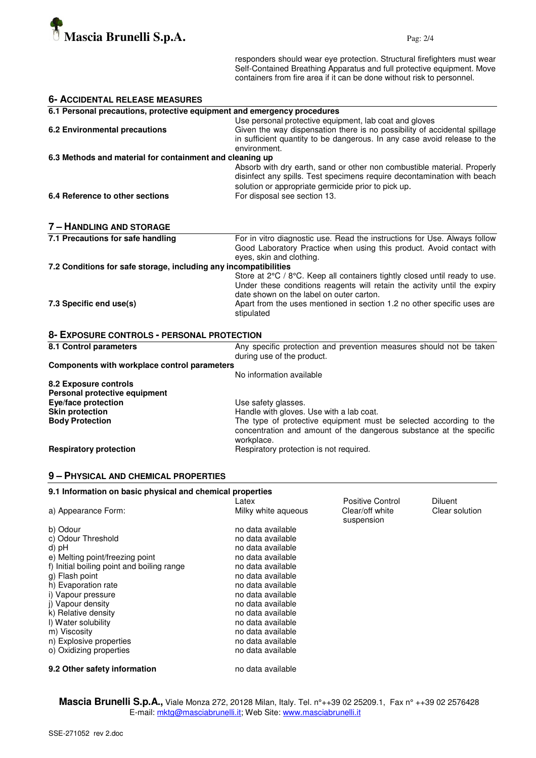responders should wear eye protection. Structural firefighters must wear Self-Contained Breathing Apparatus and full protective equipment. Move containers from fire area if it can be done without risk to personnel.

## 6- ACCIDENTAL RELEASE MEASURES

**6.1 Personal precautions, protective equipment and emergency procedures**

Use personal protective equipment, lab coat and gloves

**6.2 Environmental precautions**

Given the way dispensation there is no possibility of accidental spillage in sufficient quantity to be dangerous. In any case avoid release to the environment.

**6.3 Methods and material for containment and cleaning up**

Absorb with dry earth, sand or other non combustible material. Properly disinfect any spills. Test specimens require decontamination with beach solution or appropriate germicide prior to pick up.

**6.4 Reference to other sections**

For disposal see section 13.

## 7 – HANDLING AND STORAGE

**7.1 Precautions for safe handling**

For in vitro diagnostic use. Read the instructions for Use. Always follow Good Laboratory Practice when using this product. Avoid contact with eyes, skin and clothing.

**7.2 Conditions for safe storage, including any incompatibilities**

Store at 2°C / 8°C. Keep all containers tightly closed until ready to use. Under these conditions reagents will retain the activity until the expiry date shown on the label on outer carton.

**7.3 Specific end use(s)**

Apart from the uses mentioned in section 1.2 no other specific uses are stipulated

## 8- EXPOSURE CONTROLS - PERSONAL PROTECTION

**8.1 Control parameters**

Any specific protection and prevention measures should not be taken during use of the product.

**Components with workplace control parameters**

No information available

**8.2 Exposure controls**

**Personal protective equipment**

**Eye/face protection**: Use safety glasses.

**Skin protection**: Handle with gloves. Use with a lab coat.

**Body Protection**: The type of protective equipment must be selected according to the concentration and amount of the dangerous substance at the specific workplace.

**Respiratory protection**: Respiratory protection is not required.

## 9 – PHYSICAL AND CHEMICAL PROPERTIES

**9.1 Information on basic physical and chemical properties**

| | Latex | Positive Control | Diluent |
|---|---|---|---|
| a) Appearance Form: | Milky white aqueous | Clear/off white suspension | Clear solution |
| b) Odour | no data available | | |
| c) Odour Threshold | no data available | | |
| d) pH | no data available | | |
| e) Melting point/freezing point | no data available | | |
| f) Initial boiling point and boiling range | no data available | | |
| g) Flash point | no data available | | |
| h) Evaporation rate | no data available | | |
| i) Vapour pressure | no data available | | |
| j) Vapour density | no data available | | |
| k) Relative density | no data available | | |
| l) Water solubility | no data available | | |
| m) Viscosity | no data available | | |
| n) Explosive properties | no data available | | |
| o) Oxidizing properties | no data available | | |

**9.2 Other safety information**: no data available

**Mascia Brunelli S.p.A.,** Viale Monza 272, 20128 Milan, Italy. Tel. n°++39 02 25209.1, Fax n° ++39 02 2576428
E-mail: mktg@masciabrunelli.it; Web Site: www.masciabrunelli.it

SSE-271052 rev 2.doc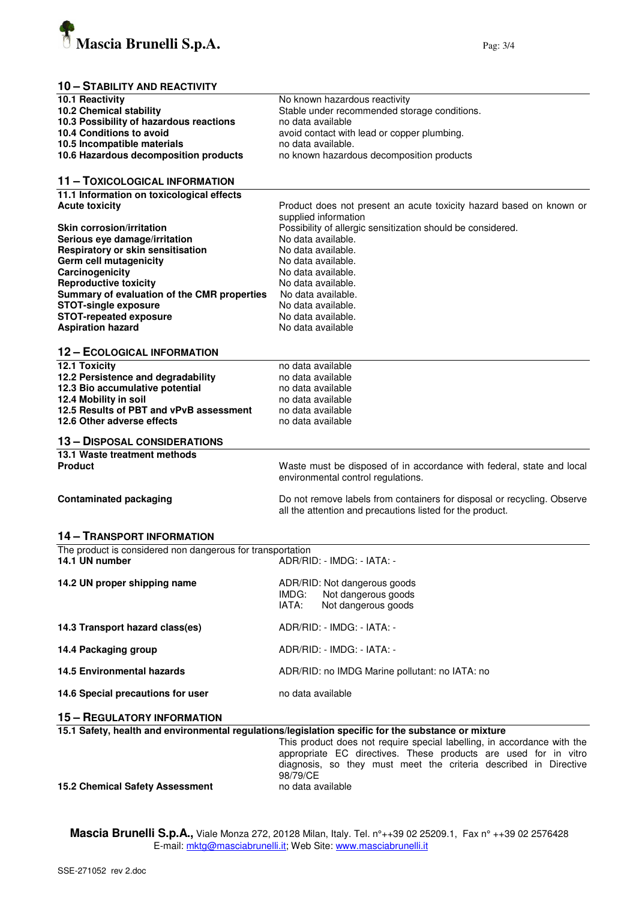## 10 – STABILITY AND REACTIVITY

| | |
|---|---|
| **10.1 Reactivity** | No known hazardous reactivity |
| **10.2 Chemical stability** | Stable under recommended storage conditions. |
| **10.3 Possibility of hazardous reactions** | no data available |
| **10.4 Conditions to avoid** | avoid contact with lead or copper plumbing. |
| **10.5 Incompatible materials** | no data available. |
| **10.6 Hazardous decomposition products** | no known hazardous decomposition products |

## 11 – TOXICOLOGICAL INFORMATION

**11.1 Information on toxicological effects**

| | |
|---|---|
| **Acute toxicity** | Product does not present an acute toxicity hazard based on known or supplied information |
| **Skin corrosion/irritation** | Possibility of allergic sensitization should be considered. |
| **Serious eye damage/irritation** | No data available. |
| **Respiratory or skin sensitisation** | No data available. |
| **Germ cell mutagenicity** | No data available. |
| **Carcinogenicity** | No data available. |
| **Reproductive toxicity** | No data available. |
| **Summary of evaluation of the CMR properties** | No data available. |
| **STOT-single exposure** | No data available. |
| **STOT-repeated exposure** | No data available. |
| **Aspiration hazard** | No data available |

## 12 – ECOLOGICAL INFORMATION

| | |
|---|---|
| **12.1 Toxicity** | no data available |
| **12.2 Persistence and degradability** | no data available |
| **12.3 Bio accumulative potential** | no data available |
| **12.4 Mobility in soil** | no data available |
| **12.5 Results of PBT and vPvB assessment** | no data available |
| **12.6 Other adverse effects** | no data available |

## 13 – DISPOSAL CONSIDERATIONS

**13.1 Waste treatment methods**

| | |
|---|---|
| **Product** | Waste must be disposed of in accordance with federal, state and local environmental control regulations. |
| **Contaminated packaging** | Do not remove labels from containers for disposal or recycling. Observe all the attention and precautions listed for the product. |

## 14 – TRANSPORT INFORMATION

The product is considered non dangerous for transportation

| | |
|---|---|
| **14.1 UN number** | ADR/RID: - IMDG: - IATA: - |
| **14.2 UN proper shipping name** | ADR/RID: Not dangerous goods<br>IMDG: Not dangerous goods<br>IATA: Not dangerous goods |
| **14.3 Transport hazard class(es)** | ADR/RID: - IMDG: - IATA: - |
| **14.4 Packaging group** | ADR/RID: - IMDG: - IATA: - |
| **14.5 Environmental hazards** | ADR/RID: no IMDG Marine pollutant: no IATA: no |
| **14.6 Special precautions for user** | no data available |

## 15 – REGULATORY INFORMATION

**15.1 Safety, health and environmental regulations/legislation specific for the substance or mixture**

This product does not require special labelling, in accordance with the appropriate EC directives. These products are used for in vitro diagnosis, so they must meet the criteria described in Directive 98/79/CE

| | |
|---|---|
| **15.2 Chemical Safety Assessment** | no data available |

**Mascia Brunelli S.p.A.,** Viale Monza 272, 20128 Milan, Italy. Tel. n°++39 02 25209.1, Fax n° ++39 02 2576428
E-mail: mktg@masciabrunelli.it; Web Site: www.masciabrunelli.it

SSE-271052 rev 2.doc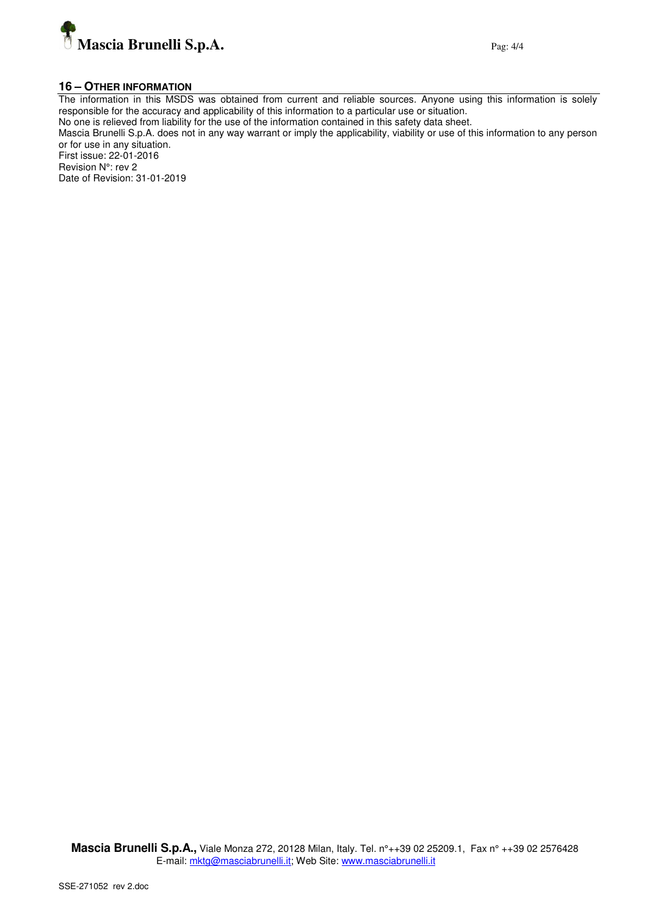## 16 – OTHER INFORMATION

The information in this MSDS was obtained from current and reliable sources. Anyone using this information is solely responsible for the accuracy and applicability of this information to a particular use or situation.
No one is relieved from liability for the use of the information contained in this safety data sheet.
Mascia Brunelli S.p.A. does not in any way warrant or imply the applicability, viability or use of this information to any person or for use in any situation.
First issue: 22-01-2016
Revision N°: rev 2
Date of Revision: 31-01-2019